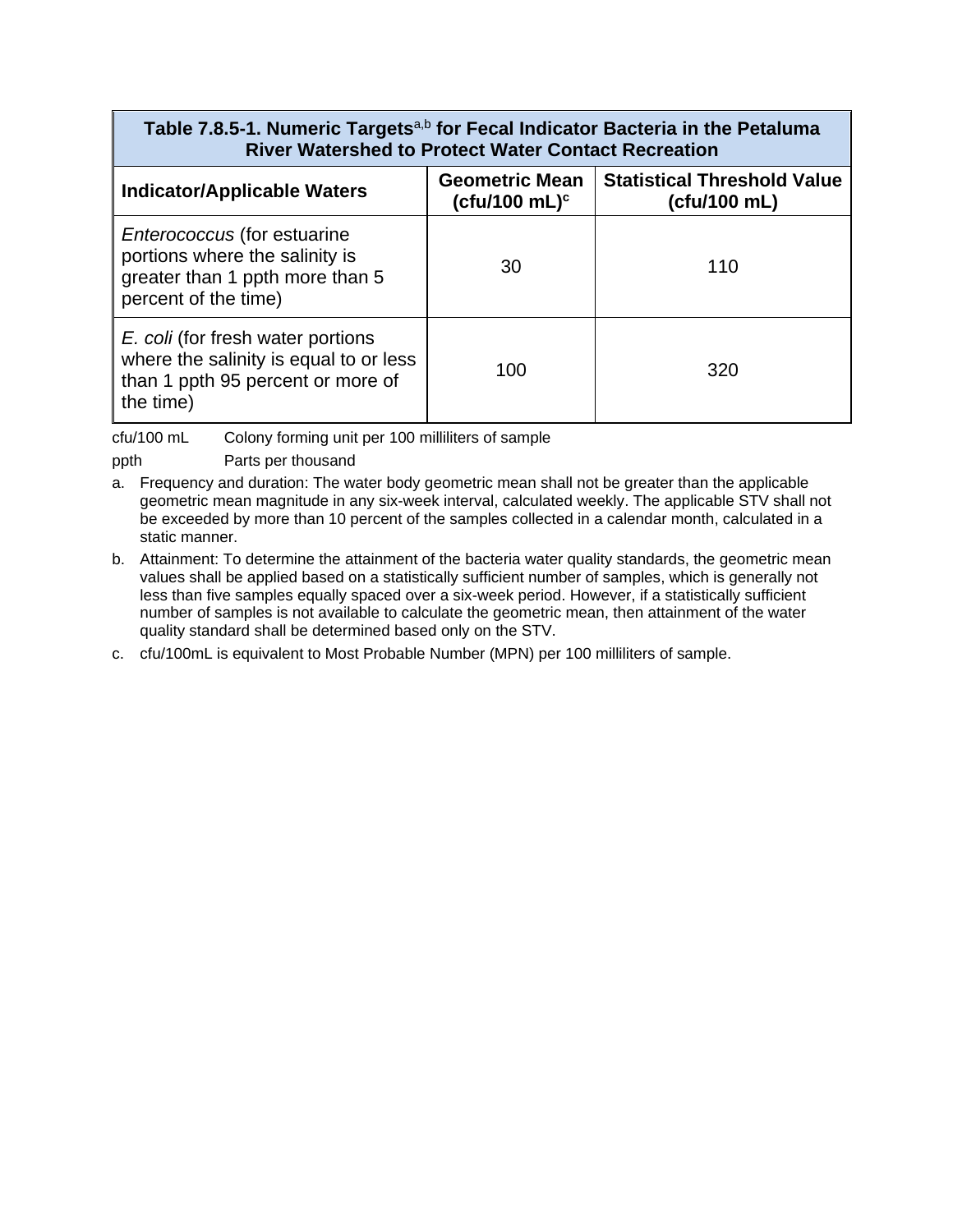**Table 7.8.5-1. Numeric Targets[a,b] for Fecal Indicator Bacteria in the Petaluma River Watershed to Protect Water Contact Recreation**

| Indicator/Applicable Waters | Geometric Mean (cfu/100 mL)[c] | Statistical Threshold Value (cfu/100 mL) |
|---|---|---|
| *Enterococcus* (for estuarine portions where the salinity is greater than 1 ppth more than 5 percent of the time) | 30 | 110 |
| *E. coli* (for fresh water portions where the salinity is equal to or less than 1 ppth 95 percent or more of the time) | 100 | 320 |

cfu/100 mL Colony forming unit per 100 milliliters of sample

ppth Parts per thousand

a. Frequency and duration: The water body geometric mean shall not be greater than the applicable geometric mean magnitude in any six-week interval, calculated weekly. The applicable STV shall not be exceeded by more than 10 percent of the samples collected in a calendar month, calculated in a static manner.

b. Attainment: To determine the attainment of the bacteria water quality standards, the geometric mean values shall be applied based on a statistically sufficient number of samples, which is generally not less than five samples equally spaced over a six-week period. However, if a statistically sufficient number of samples is not available to calculate the geometric mean, then attainment of the water quality standard shall be determined based only on the STV.

c. cfu/100mL is equivalent to Most Probable Number (MPN) per 100 milliliters of sample.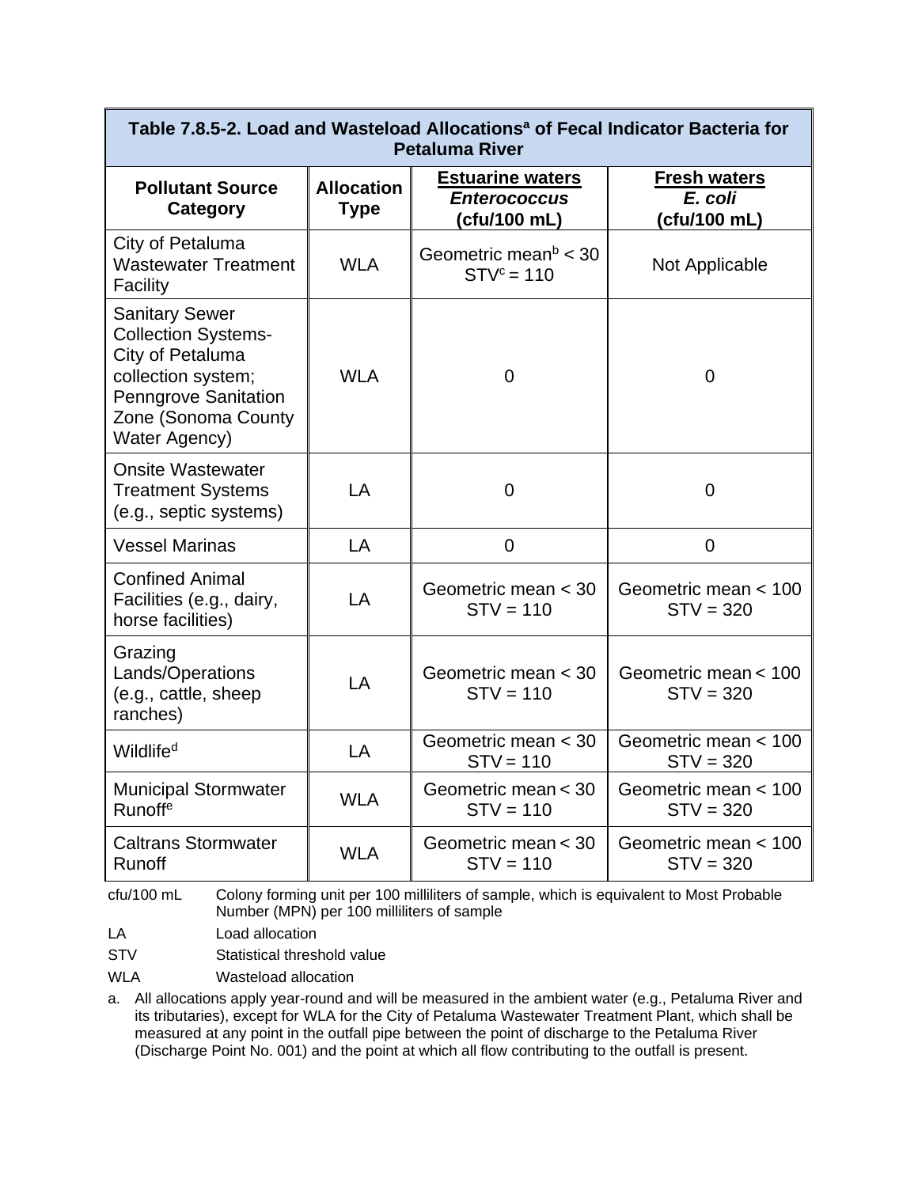| Table 7.8.5-2. Load and Wasteload Allocations[a] of Fecal Indicator Bacteria for Petaluma River | | | |
|---|---|---|---|
| **Pollutant Source Category** | **Allocation Type** | **Estuarine waters *Enterococcus* (cfu/100 mL)** | **Fresh waters *E. coli* (cfu/100 mL)** |
| City of Petaluma Wastewater Treatment Facility | WLA | Geometric mean[b] < 30 STV[c] = 110 | Not Applicable |
| Sanitary Sewer Collection Systems- City of Petaluma collection system; Penngrove Sanitation Zone (Sonoma County Water Agency) | WLA | 0 | 0 |
| Onsite Wastewater Treatment Systems (e.g., septic systems) | LA | 0 | 0 |
| Vessel Marinas | LA | 0 | 0 |
| Confined Animal Facilities (e.g., dairy, horse facilities) | LA | Geometric mean < 30 STV = 110 | Geometric mean < 100 STV = 320 |
| Grazing Lands/Operations (e.g., cattle, sheep ranches) | LA | Geometric mean < 30 STV = 110 | Geometric mean < 100 STV = 320 |
| Wildlife[d] | LA | Geometric mean < 30 STV = 110 | Geometric mean < 100 STV = 320 |
| Municipal Stormwater Runoff[e] | WLA | Geometric mean < 30 STV = 110 | Geometric mean < 100 STV = 320 |
| Caltrans Stormwater Runoff | WLA | Geometric mean < 30 STV = 110 | Geometric mean < 100 STV = 320 |

cfu/100 mL — Colony forming unit per 100 milliliters of sample, which is equivalent to Most Probable Number (MPN) per 100 milliliters of sample

LA — Load allocation

STV — Statistical threshold value

WLA — Wasteload allocation

a. All allocations apply year-round and will be measured in the ambient water (e.g., Petaluma River and its tributaries), except for WLA for the City of Petaluma Wastewater Treatment Plant, which shall be measured at any point in the outfall pipe between the point of discharge to the Petaluma River (Discharge Point No. 001) and the point at which all flow contributing to the outfall is present.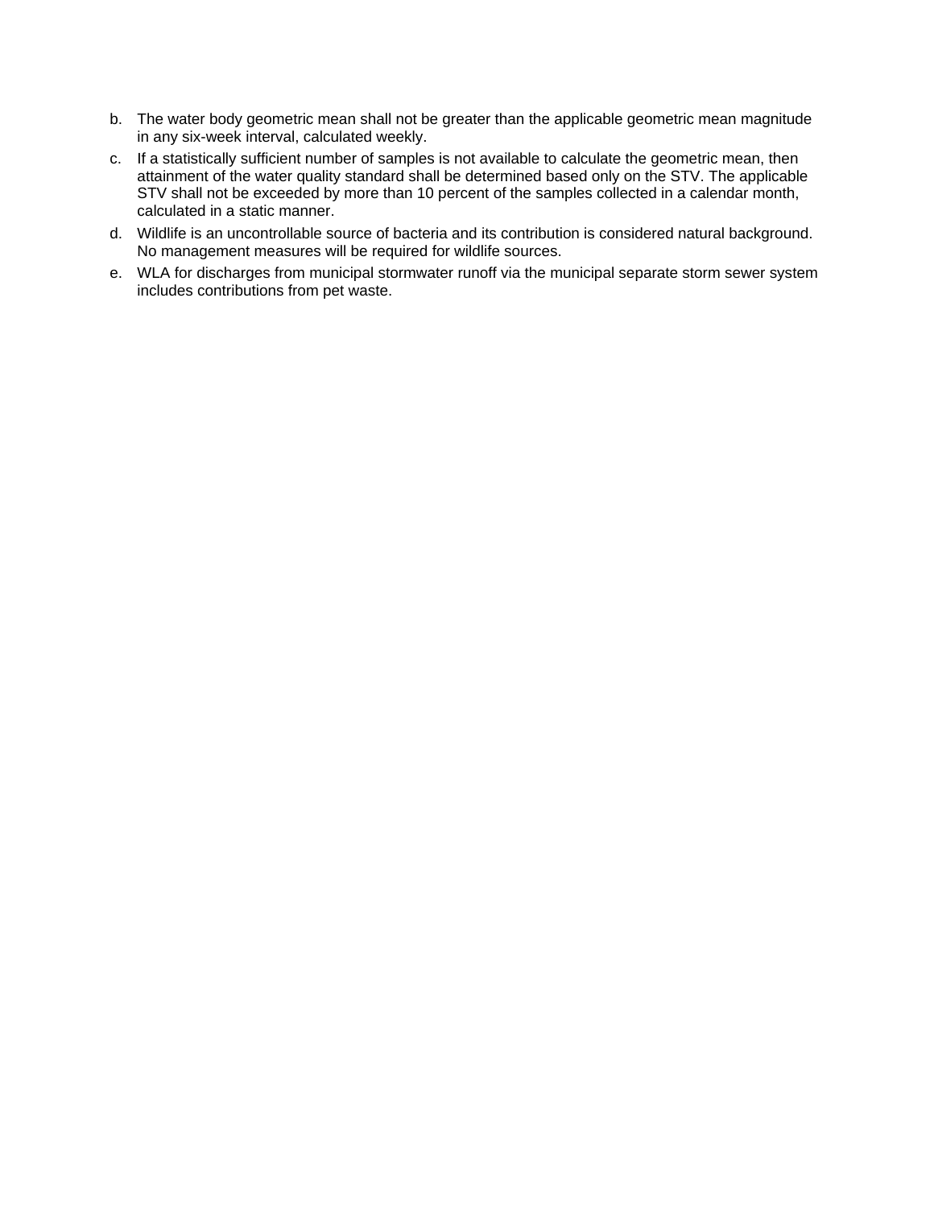b. The water body geometric mean shall not be greater than the applicable geometric mean magnitude in any six-week interval, calculated weekly.
c. If a statistically sufficient number of samples is not available to calculate the geometric mean, then attainment of the water quality standard shall be determined based only on the STV. The applicable STV shall not be exceeded by more than 10 percent of the samples collected in a calendar month, calculated in a static manner.
d. Wildlife is an uncontrollable source of bacteria and its contribution is considered natural background. No management measures will be required for wildlife sources.
e. WLA for discharges from municipal stormwater runoff via the municipal separate storm sewer system includes contributions from pet waste.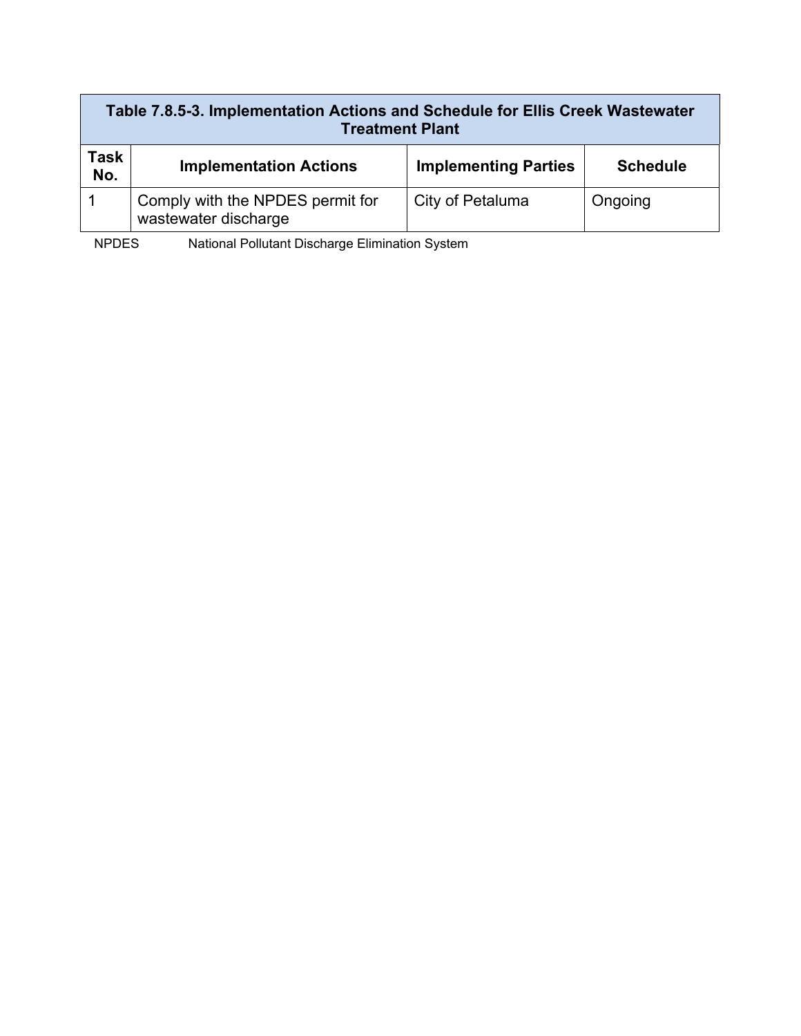**Table 7.8.5-3. Implementation Actions and Schedule for Ellis Creek Wastewater Treatment Plant**

| Task No. | Implementation Actions | Implementing Parties | Schedule |
|---|---|---|---|
| 1 | Comply with the NPDES permit for wastewater discharge | City of Petaluma | Ongoing |

NPDES National Pollutant Discharge Elimination System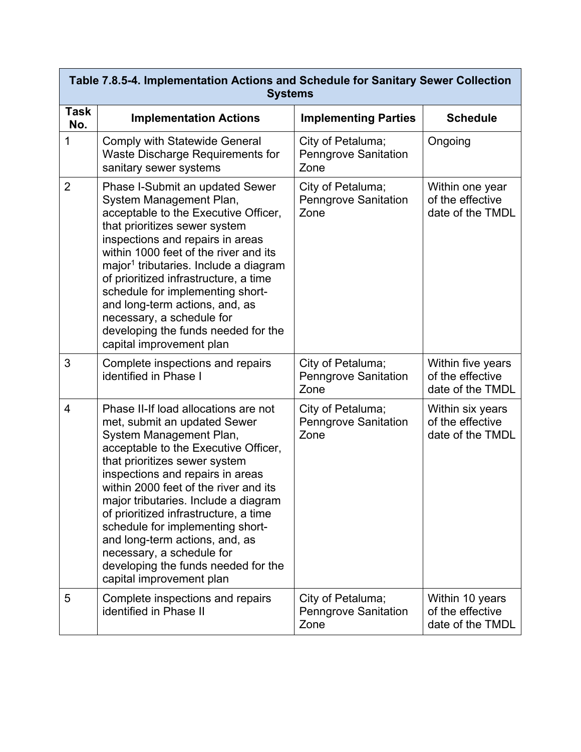| Table 7.8.5-4. Implementation Actions and Schedule for Sanitary Sewer Collection Systems | | | |
|---|---|---|---|
| **Task No.** | **Implementation Actions** | **Implementing Parties** | **Schedule** |
| 1 | Comply with Statewide General Waste Discharge Requirements for sanitary sewer systems | City of Petaluma; Penngrove Sanitation Zone | Ongoing |
| 2 | Phase I-Submit an updated Sewer System Management Plan, acceptable to the Executive Officer, that prioritizes sewer system inspections and repairs in areas within 1000 feet of the river and its major[1] tributaries. Include a diagram of prioritized infrastructure, a time schedule for implementing short- and long-term actions, and, as necessary, a schedule for developing the funds needed for the capital improvement plan | City of Petaluma; Penngrove Sanitation Zone | Within one year of the effective date of the TMDL |
| 3 | Complete inspections and repairs identified in Phase I | City of Petaluma; Penngrove Sanitation Zone | Within five years of the effective date of the TMDL |
| 4 | Phase II-If load allocations are not met, submit an updated Sewer System Management Plan, acceptable to the Executive Officer, that prioritizes sewer system inspections and repairs in areas within 2000 feet of the river and its major tributaries. Include a diagram of prioritized infrastructure, a time schedule for implementing short- and long-term actions, and, as necessary, a schedule for developing the funds needed for the capital improvement plan | City of Petaluma; Penngrove Sanitation Zone | Within six years of the effective date of the TMDL |
| 5 | Complete inspections and repairs identified in Phase II | City of Petaluma; Penngrove Sanitation Zone | Within 10 years of the effective date of the TMDL |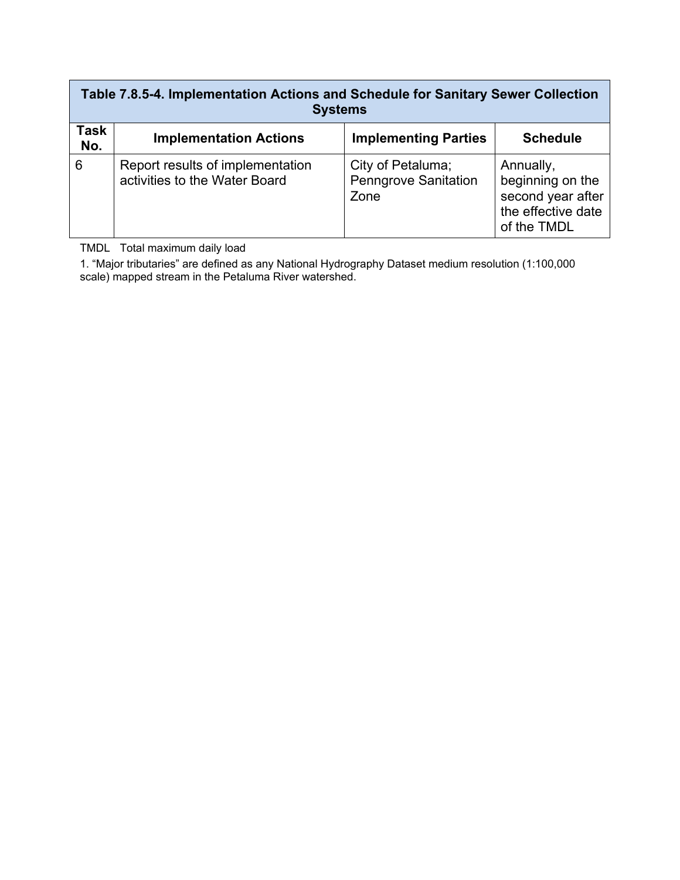| Table 7.8.5-4. Implementation Actions and Schedule for Sanitary Sewer Collection Systems | | | |
|---|---|---|---|
| **Task No.** | **Implementation Actions** | **Implementing Parties** | **Schedule** |
| 6 | Report results of implementation activities to the Water Board | City of Petaluma; Penngrove Sanitation Zone | Annually, beginning on the second year after the effective date of the TMDL |

TMDL Total maximum daily load

1. "Major tributaries" are defined as any National Hydrography Dataset medium resolution (1:100,000 scale) mapped stream in the Petaluma River watershed.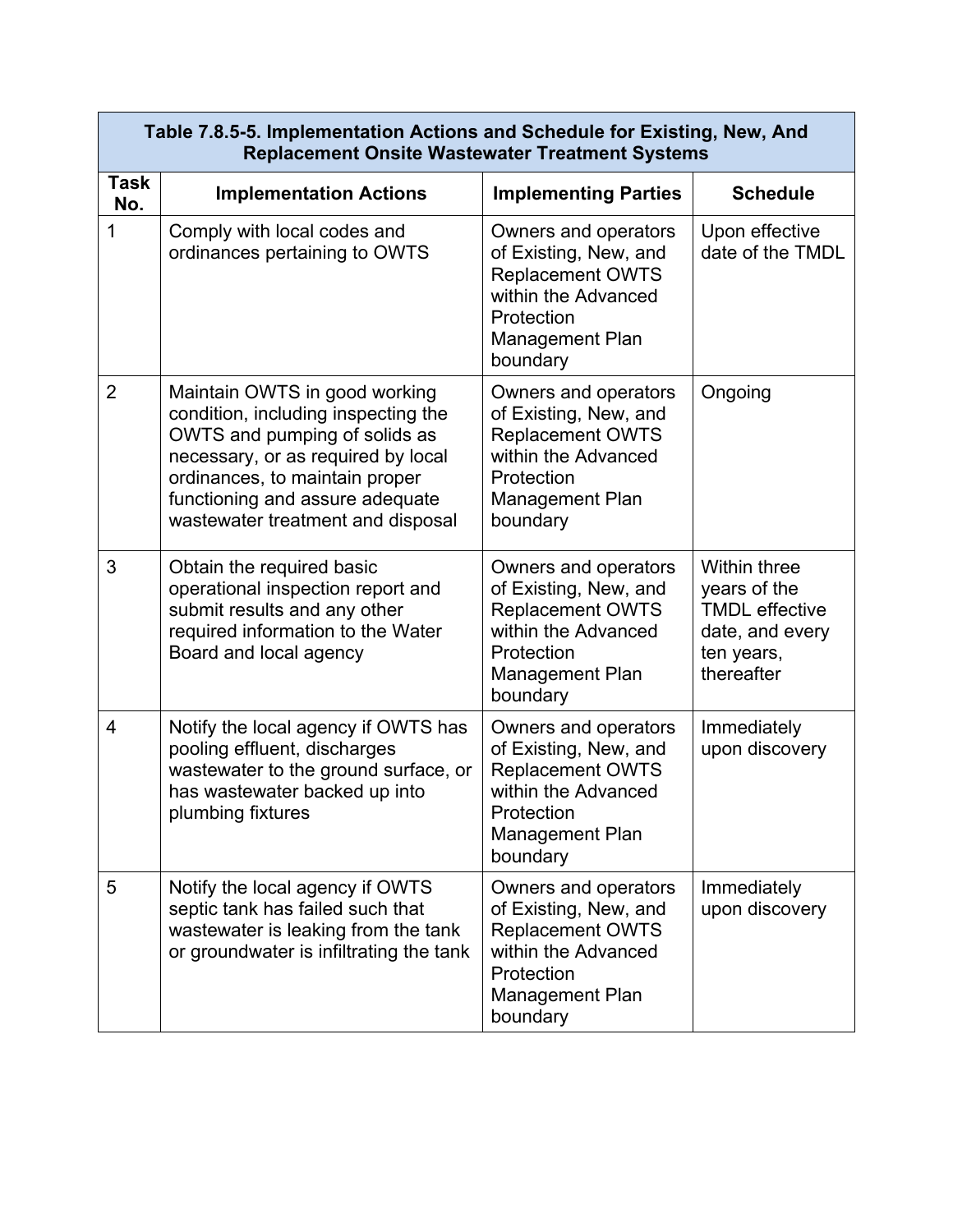**Table 7.8.5-5. Implementation Actions and Schedule for Existing, New, And Replacement Onsite Wastewater Treatment Systems**

| Task No. | Implementation Actions | Implementing Parties | Schedule |
|---|---|---|---|
| 1 | Comply with local codes and ordinances pertaining to OWTS | Owners and operators of Existing, New, and Replacement OWTS within the Advanced Protection Management Plan boundary | Upon effective date of the TMDL |
| 2 | Maintain OWTS in good working condition, including inspecting the OWTS and pumping of solids as necessary, or as required by local ordinances, to maintain proper functioning and assure adequate wastewater treatment and disposal | Owners and operators of Existing, New, and Replacement OWTS within the Advanced Protection Management Plan boundary | Ongoing |
| 3 | Obtain the required basic operational inspection report and submit results and any other required information to the Water Board and local agency | Owners and operators of Existing, New, and Replacement OWTS within the Advanced Protection Management Plan boundary | Within three years of the TMDL effective date, and every ten years, thereafter |
| 4 | Notify the local agency if OWTS has pooling effluent, discharges wastewater to the ground surface, or has wastewater backed up into plumbing fixtures | Owners and operators of Existing, New, and Replacement OWTS within the Advanced Protection Management Plan boundary | Immediately upon discovery |
| 5 | Notify the local agency if OWTS septic tank has failed such that wastewater is leaking from the tank or groundwater is infiltrating the tank | Owners and operators of Existing, New, and Replacement OWTS within the Advanced Protection Management Plan boundary | Immediately upon discovery |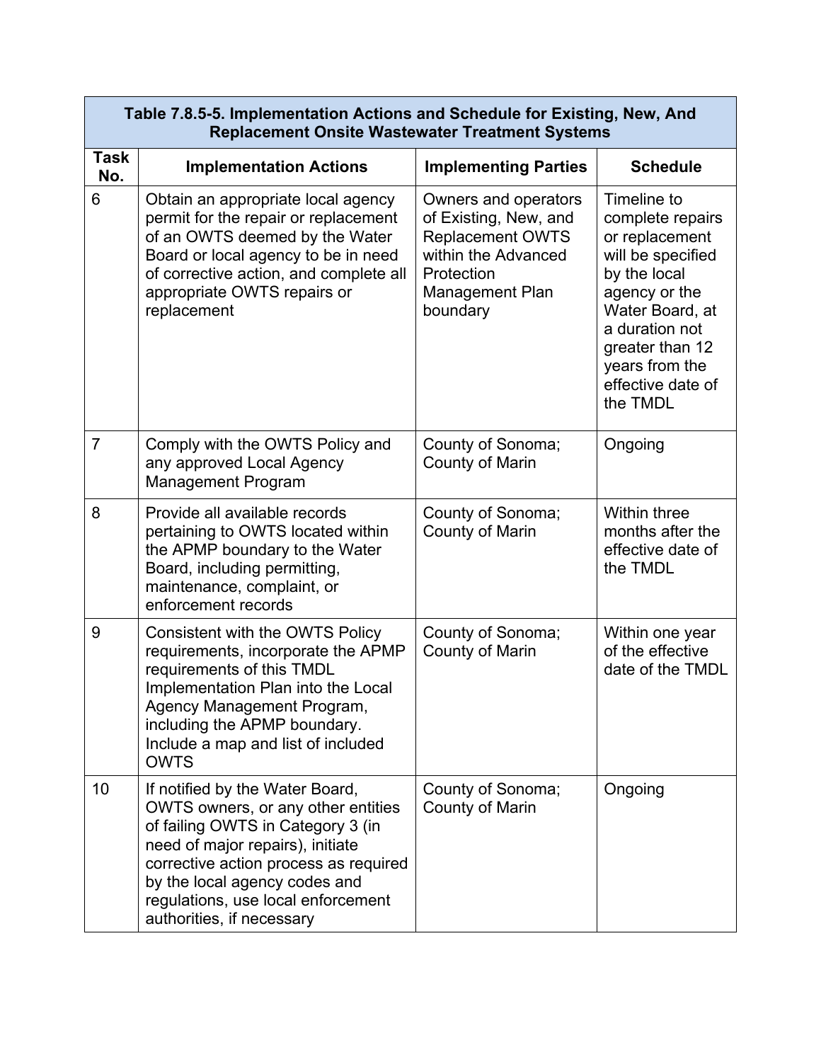| Table 7.8.5-5. Implementation Actions and Schedule for Existing, New, And Replacement Onsite Wastewater Treatment Systems | | | |
|---|---|---|---|
| **Task No.** | **Implementation Actions** | **Implementing Parties** | **Schedule** |
| 6 | Obtain an appropriate local agency permit for the repair or replacement of an OWTS deemed by the Water Board or local agency to be in need of corrective action, and complete all appropriate OWTS repairs or replacement | Owners and operators of Existing, New, and Replacement OWTS within the Advanced Protection Management Plan boundary | Timeline to complete repairs or replacement will be specified by the local agency or the Water Board, at a duration not greater than 12 years from the effective date of the TMDL |
| 7 | Comply with the OWTS Policy and any approved Local Agency Management Program | County of Sonoma; County of Marin | Ongoing |
| 8 | Provide all available records pertaining to OWTS located within the APMP boundary to the Water Board, including permitting, maintenance, complaint, or enforcement records | County of Sonoma; County of Marin | Within three months after the effective date of the TMDL |
| 9 | Consistent with the OWTS Policy requirements, incorporate the APMP requirements of this TMDL Implementation Plan into the Local Agency Management Program, including the APMP boundary. Include a map and list of included OWTS | County of Sonoma; County of Marin | Within one year of the effective date of the TMDL |
| 10 | If notified by the Water Board, OWTS owners, or any other entities of failing OWTS in Category 3 (in need of major repairs), initiate corrective action process as required by the local agency codes and regulations, use local enforcement authorities, if necessary | County of Sonoma; County of Marin | Ongoing |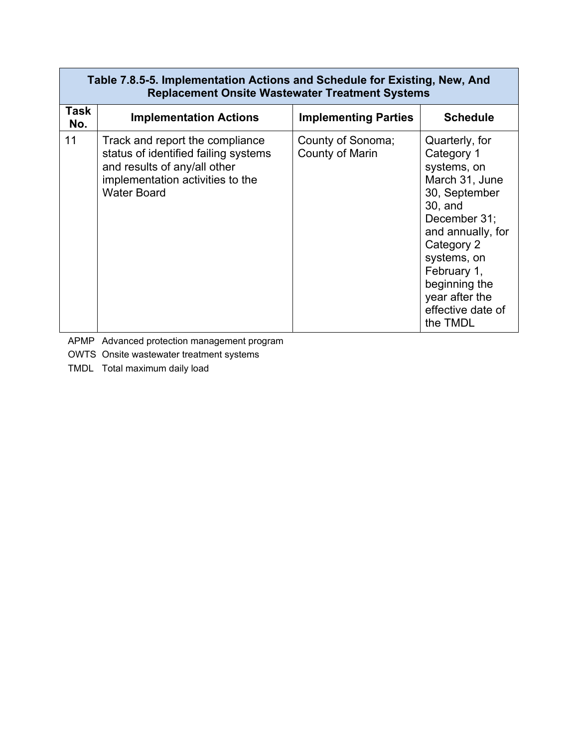| Table 7.8.5-5. Implementation Actions and Schedule for Existing, New, And Replacement Onsite Wastewater Treatment Systems | | | |
|---|---|---|---|
| **Task No.** | **Implementation Actions** | **Implementing Parties** | **Schedule** |
| 11 | Track and report the compliance status of identified failing systems and results of any/all other implementation activities to the Water Board | County of Sonoma; County of Marin | Quarterly, for Category 1 systems, on March 31, June 30, September 30, and December 31; and annually, for Category 2 systems, on February 1, beginning the year after the effective date of the TMDL |

APMP Advanced protection management program

OWTS Onsite wastewater treatment systems

TMDL Total maximum daily load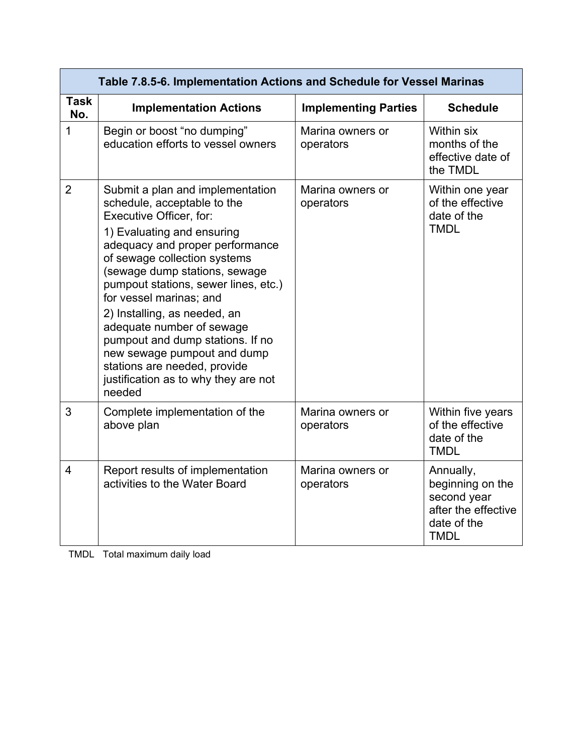| Table 7.8.5-6. Implementation Actions and Schedule for Vessel Marinas | | | |
|---|---|---|---|
| **Task No.** | **Implementation Actions** | **Implementing Parties** | **Schedule** |
| 1 | Begin or boost “no dumping” education efforts to vessel owners | Marina owners or operators | Within six months of the effective date of the TMDL |
| 2 | Submit a plan and implementation schedule, acceptable to the Executive Officer, for:<br>1) Evaluating and ensuring adequacy and proper performance of sewage collection systems (sewage dump stations, sewage pumpout stations, sewer lines, etc.) for vessel marinas; and<br>2) Installing, as needed, an adequate number of sewage pumpout and dump stations. If no new sewage pumpout and dump stations are needed, provide justification as to why they are not needed | Marina owners or operators | Within one year of the effective date of the TMDL |
| 3 | Complete implementation of the above plan | Marina owners or operators | Within five years of the effective date of the TMDL |
| 4 | Report results of implementation activities to the Water Board | Marina owners or operators | Annually, beginning on the second year after the effective date of the TMDL |

TMDL Total maximum daily load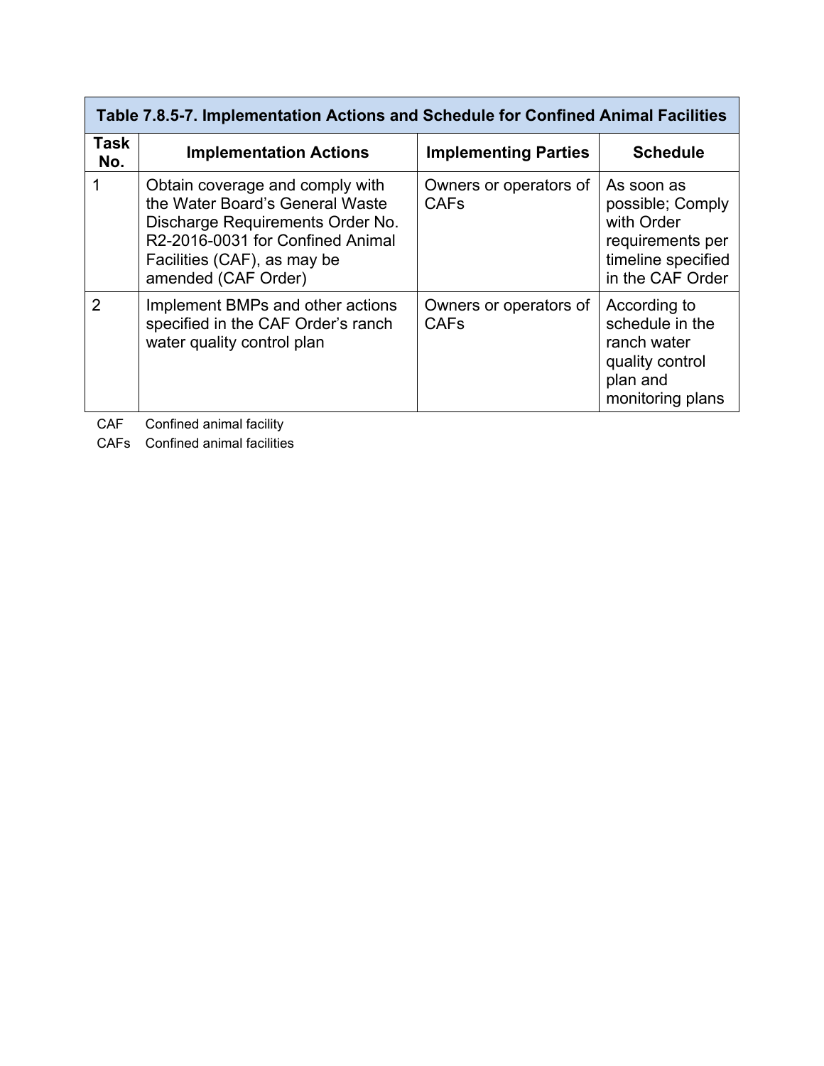| Table 7.8.5-7. Implementation Actions and Schedule for Confined Animal Facilities | | | |
|---|---|---|---|
| **Task No.** | **Implementation Actions** | **Implementing Parties** | **Schedule** |
| 1 | Obtain coverage and comply with the Water Board's General Waste Discharge Requirements Order No. R2-2016-0031 for Confined Animal Facilities (CAF), as may be amended (CAF Order) | Owners or operators of CAFs | As soon as possible; Comply with Order requirements per timeline specified in the CAF Order |
| 2 | Implement BMPs and other actions specified in the CAF Order's ranch water quality control plan | Owners or operators of CAFs | According to schedule in the ranch water quality control plan and monitoring plans |

CAF Confined animal facility

CAFs Confined animal facilities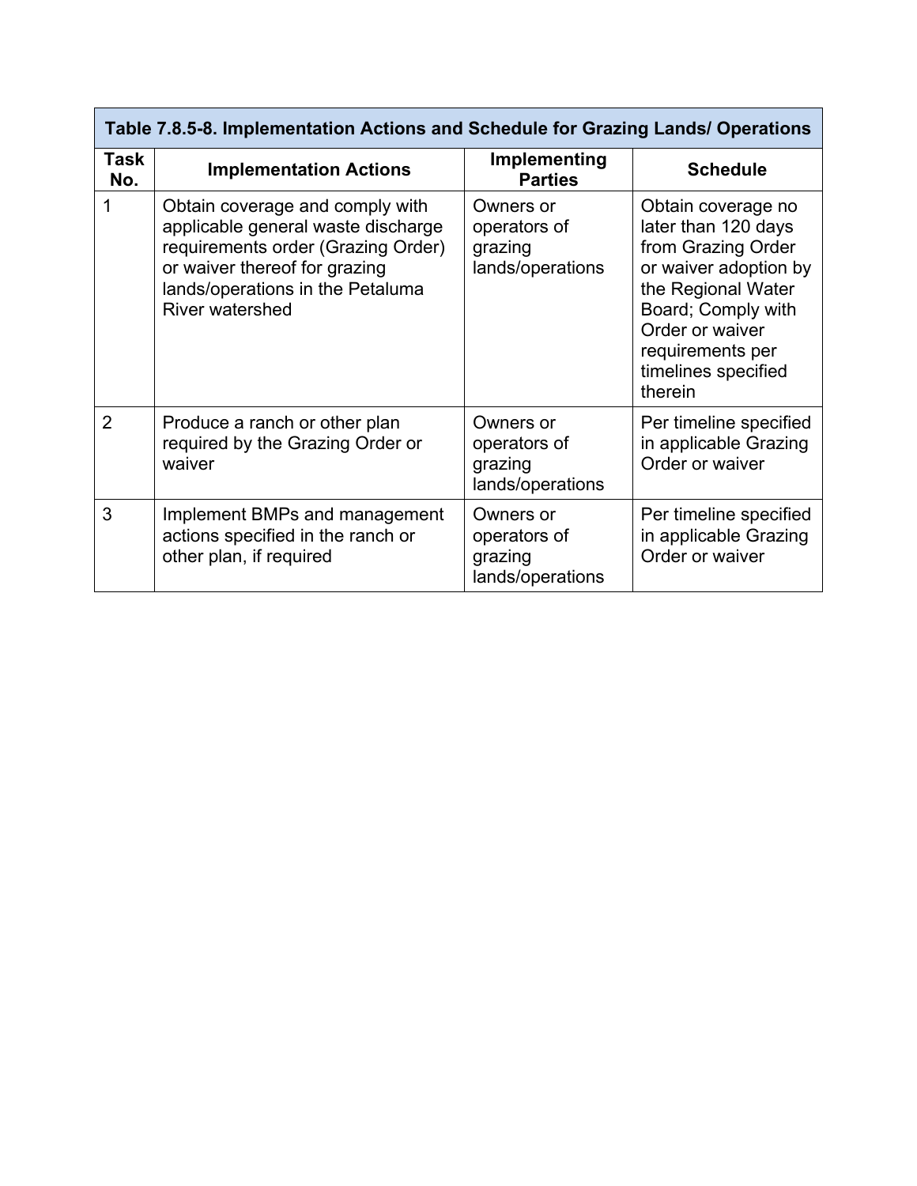| Table 7.8.5-8. Implementation Actions and Schedule for Grazing Lands/ Operations | | | |
|---|---|---|---|
| **Task No.** | **Implementation Actions** | **Implementing Parties** | **Schedule** |
| 1 | Obtain coverage and comply with applicable general waste discharge requirements order (Grazing Order) or waiver thereof for grazing lands/operations in the Petaluma River watershed | Owners or operators of grazing lands/operations | Obtain coverage no later than 120 days from Grazing Order or waiver adoption by the Regional Water Board; Comply with Order or waiver requirements per timelines specified therein |
| 2 | Produce a ranch or other plan required by the Grazing Order or waiver | Owners or operators of grazing lands/operations | Per timeline specified in applicable Grazing Order or waiver |
| 3 | Implement BMPs and management actions specified in the ranch or other plan, if required | Owners or operators of grazing lands/operations | Per timeline specified in applicable Grazing Order or waiver |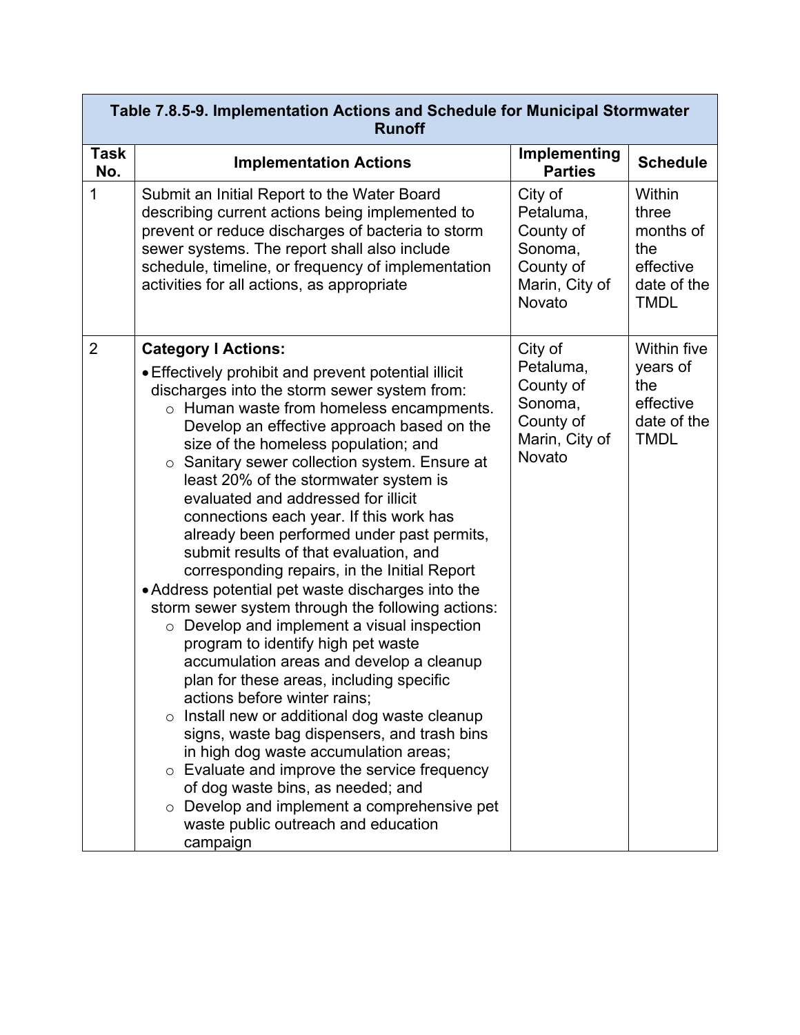| Table 7.8.5-9. Implementation Actions and Schedule for Municipal Stormwater Runoff | | | |
|---|---|---|---|
| **Task No.** | **Implementation Actions** | **Implementing Parties** | **Schedule** |
| 1 | Submit an Initial Report to the Water Board describing current actions being implemented to prevent or reduce discharges of bacteria to storm sewer systems. The report shall also include schedule, timeline, or frequency of implementation activities for all actions, as appropriate | City of Petaluma, County of Sonoma, County of Marin, City of Novato | Within three months of the effective date of the TMDL |
| 2 | **Category I Actions:**<br>• Effectively prohibit and prevent potential illicit discharges into the storm sewer system from:<br>○ Human waste from homeless encampments. Develop an effective approach based on the size of the homeless population; and<br>○ Sanitary sewer collection system. Ensure at least 20% of the stormwater system is evaluated and addressed for illicit connections each year. If this work has already been performed under past permits, submit results of that evaluation, and corresponding repairs, in the Initial Report<br>• Address potential pet waste discharges into the storm sewer system through the following actions:<br>○ Develop and implement a visual inspection program to identify high pet waste accumulation areas and develop a cleanup plan for these areas, including specific actions before winter rains;<br>○ Install new or additional dog waste cleanup signs, waste bag dispensers, and trash bins in high dog waste accumulation areas;<br>○ Evaluate and improve the service frequency of dog waste bins, as needed; and<br>○ Develop and implement a comprehensive pet waste public outreach and education campaign | City of Petaluma, County of Sonoma, County of Marin, City of Novato | Within five years of the effective date of the TMDL |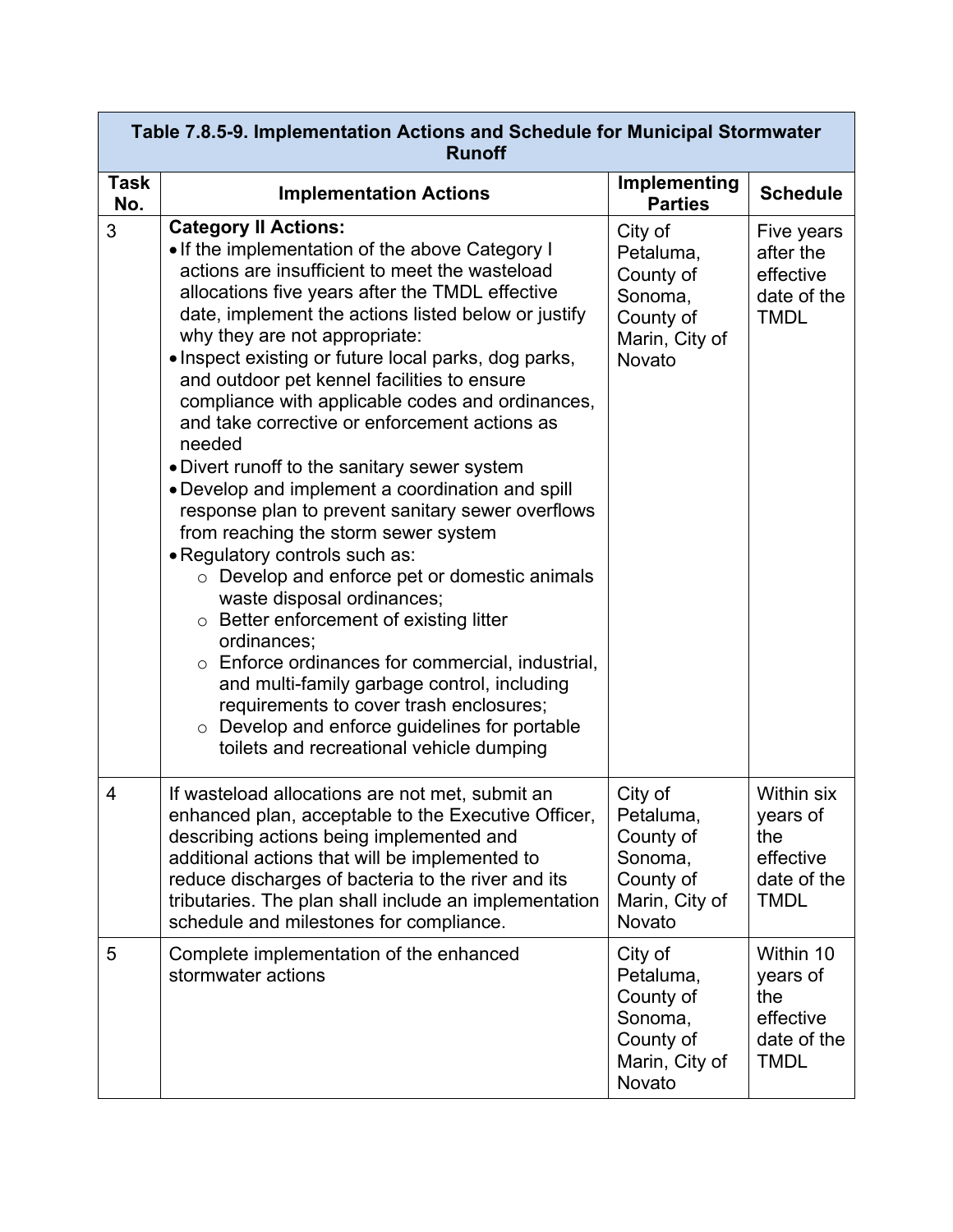| Table 7.8.5-9. Implementation Actions and Schedule for Municipal Stormwater Runoff | | | |
|---|---|---|---|
| **Task No.** | **Implementation Actions** | **Implementing Parties** | **Schedule** |
| 3 | **Category II Actions:**<br>• If the implementation of the above Category I actions are insufficient to meet the wasteload allocations five years after the TMDL effective date, implement the actions listed below or justify why they are not appropriate:<br>• Inspect existing or future local parks, dog parks, and outdoor pet kennel facilities to ensure compliance with applicable codes and ordinances, and take corrective or enforcement actions as needed<br>• Divert runoff to the sanitary sewer system<br>• Develop and implement a coordination and spill response plan to prevent sanitary sewer overflows from reaching the storm sewer system<br>• Regulatory controls such as:<br>○ Develop and enforce pet or domestic animals waste disposal ordinances;<br>○ Better enforcement of existing litter ordinances;<br>○ Enforce ordinances for commercial, industrial, and multi-family garbage control, including requirements to cover trash enclosures;<br>○ Develop and enforce guidelines for portable toilets and recreational vehicle dumping | City of Petaluma, County of Sonoma, County of Marin, City of Novato | Five years after the effective date of the TMDL |
| 4 | If wasteload allocations are not met, submit an enhanced plan, acceptable to the Executive Officer, describing actions being implemented and additional actions that will be implemented to reduce discharges of bacteria to the river and its tributaries. The plan shall include an implementation schedule and milestones for compliance. | City of Petaluma, County of Sonoma, County of Marin, City of Novato | Within six years of the effective date of the TMDL |
| 5 | Complete implementation of the enhanced stormwater actions | City of Petaluma, County of Sonoma, County of Marin, City of Novato | Within 10 years of the effective date of the TMDL |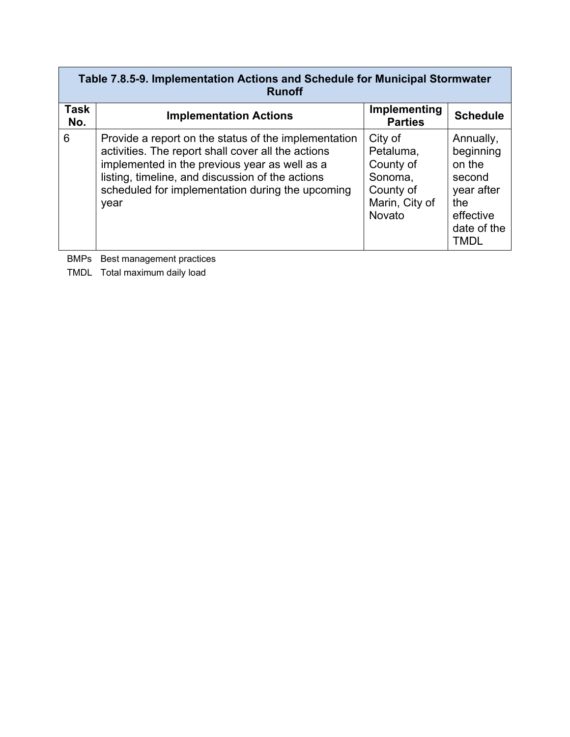| Table 7.8.5-9. Implementation Actions and Schedule for Municipal Stormwater Runoff | | | |
|---|---|---|---|
| **Task No.** | **Implementation Actions** | **Implementing Parties** | **Schedule** |
| 6 | Provide a report on the status of the implementation activities. The report shall cover all the actions implemented in the previous year as well as a listing, timeline, and discussion of the actions scheduled for implementation during the upcoming year | City of Petaluma, County of Sonoma, County of Marin, City of Novato | Annually, beginning on the second year after the effective date of the TMDL |

BMPs Best management practices

TMDL Total maximum daily load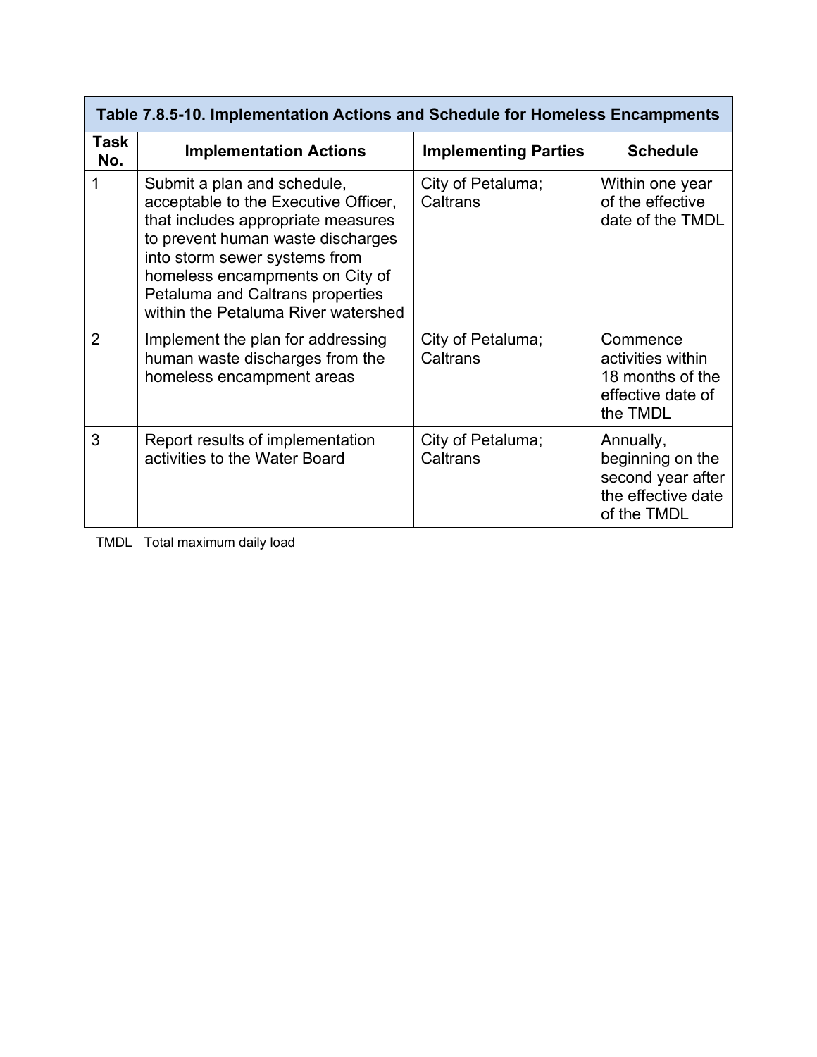**Table 7.8.5-10. Implementation Actions and Schedule for Homeless Encampments**

| Task No. | Implementation Actions | Implementing Parties | Schedule |
|---|---|---|---|
| 1 | Submit a plan and schedule, acceptable to the Executive Officer, that includes appropriate measures to prevent human waste discharges into storm sewer systems from homeless encampments on City of Petaluma and Caltrans properties within the Petaluma River watershed | City of Petaluma; Caltrans | Within one year of the effective date of the TMDL |
| 2 | Implement the plan for addressing human waste discharges from the homeless encampment areas | City of Petaluma; Caltrans | Commence activities within 18 months of the effective date of the TMDL |
| 3 | Report results of implementation activities to the Water Board | City of Petaluma; Caltrans | Annually, beginning on the second year after the effective date of the TMDL |

TMDL Total maximum daily load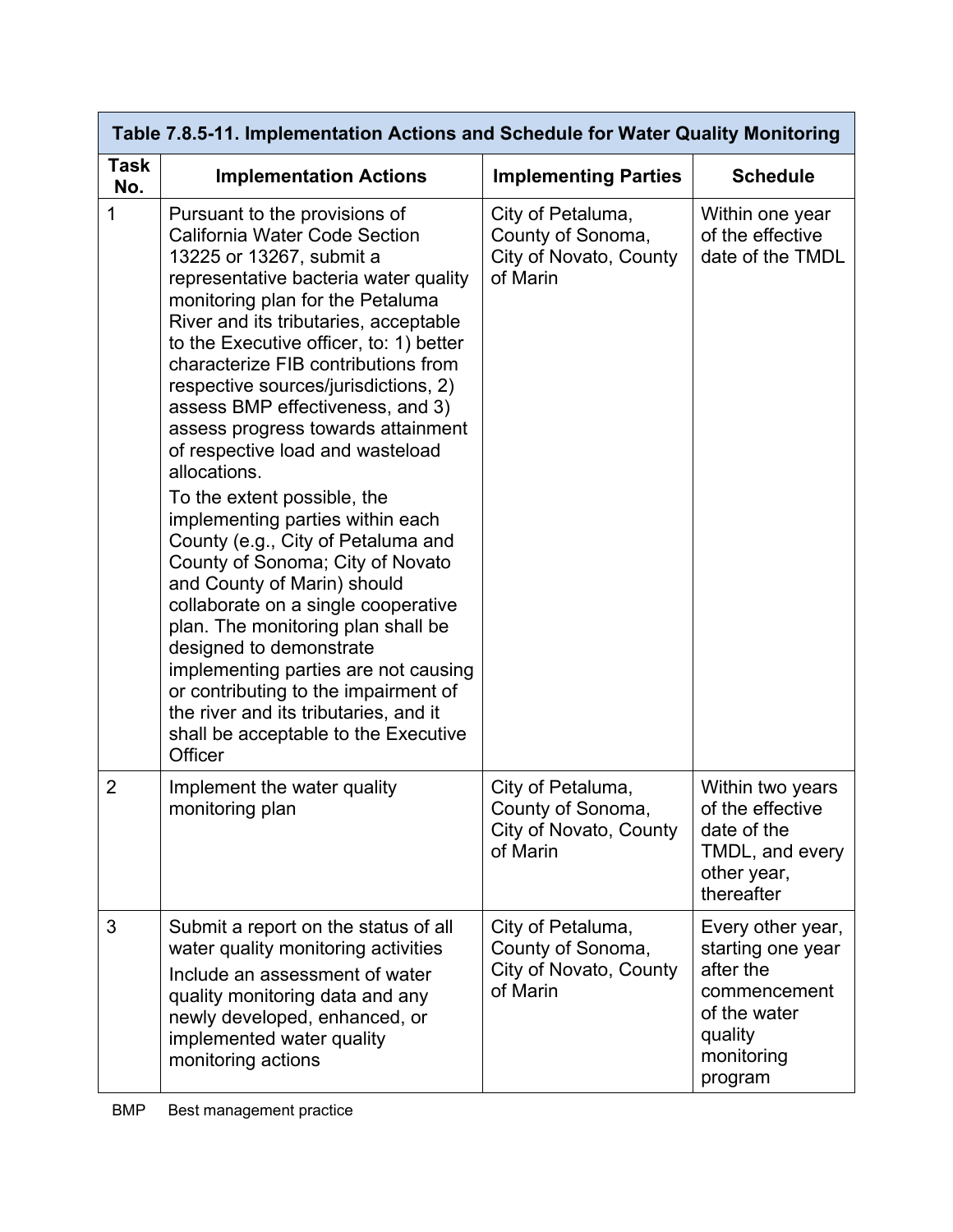| Table 7.8.5-11. Implementation Actions and Schedule for Water Quality Monitoring | | | |
|---|---|---|---|
| **Task No.** | **Implementation Actions** | **Implementing Parties** | **Schedule** |
| 1 | Pursuant to the provisions of California Water Code Section 13225 or 13267, submit a representative bacteria water quality monitoring plan for the Petaluma River and its tributaries, acceptable to the Executive officer, to: 1) better characterize FIB contributions from respective sources/jurisdictions, 2) assess BMP effectiveness, and 3) assess progress towards attainment of respective load and wasteload allocations.<br>To the extent possible, the implementing parties within each County (e.g., City of Petaluma and County of Sonoma; City of Novato and County of Marin) should collaborate on a single cooperative plan. The monitoring plan shall be designed to demonstrate implementing parties are not causing or contributing to the impairment of the river and its tributaries, and it shall be acceptable to the Executive Officer | City of Petaluma, County of Sonoma, City of Novato, County of Marin | Within one year of the effective date of the TMDL |
| 2 | Implement the water quality monitoring plan | City of Petaluma, County of Sonoma, City of Novato, County of Marin | Within two years of the effective date of the TMDL, and every other year, thereafter |
| 3 | Submit a report on the status of all water quality monitoring activities<br>Include an assessment of water quality monitoring data and any newly developed, enhanced, or implemented water quality monitoring actions | City of Petaluma, County of Sonoma, City of Novato, County of Marin | Every other year, starting one year after the commencement of the water quality monitoring program |

BMP Best management practice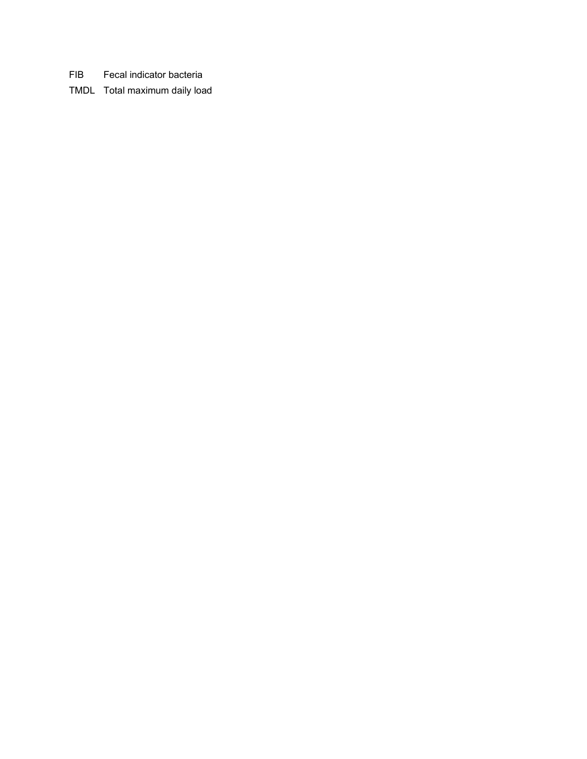| | |
|---|---|
| FIB | Fecal indicator bacteria |
| TMDL | Total maximum daily load |